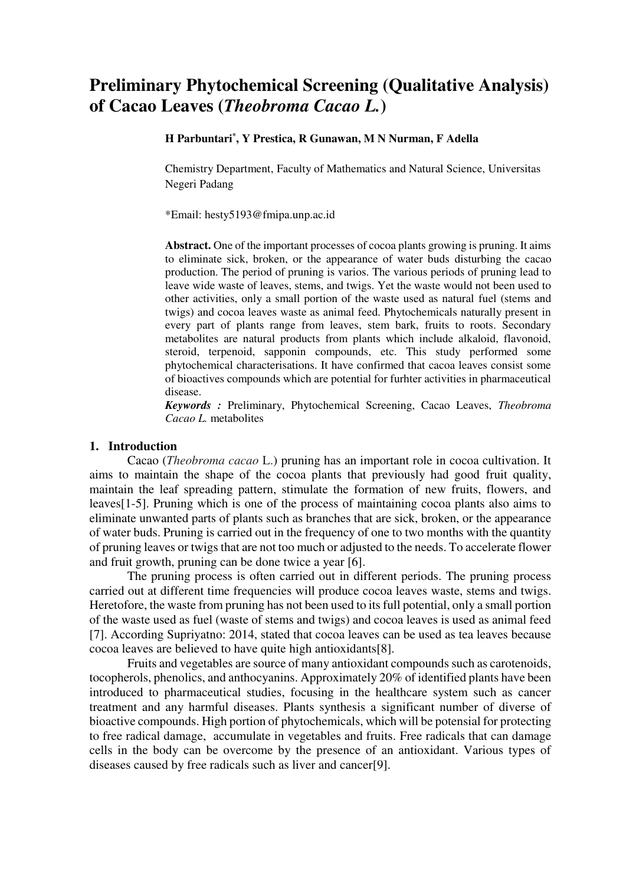# Preliminary Phytochemical Screening (Qualitative Analysis) of Cacao Leaves (*Theobroma Cacao L.*)

**H Parbuntari*, Y Prestica, R Gunawan, M N Nurman, F Adella**

Chemistry Department, Faculty of Mathematics and Natural Science, Universitas Negeri Padang

*Email: hesty5193@fmipa.unp.ac.id

**Abstract.** One of the important processes of cocoa plants growing is pruning. It aims to eliminate sick, broken, or the appearance of water buds disturbing the cacao production. The period of pruning is varios. The various periods of pruning lead to leave wide waste of leaves, stems, and twigs. Yet the waste would not been used to other activities, only a small portion of the waste used as natural fuel (stems and twigs) and cocoa leaves waste as animal feed. Phytochemicals naturally present in every part of plants range from leaves, stem bark, fruits to roots. Secondary metabolites are natural products from plants which include alkaloid, flavonoid, steroid, terpenoid, sapponin compounds, etc. This study performed some phytochemical characterisations. It have confirmed that cacoa leaves consist some of bioactives compounds which are potential for furhter activities in pharmaceutical disease.

***Keywords :*** Preliminary, Phytochemical Screening, Cacao Leaves, *Theobroma Cacao L.* metabolites

## 1. Introduction

Cacao (*Theobroma cacao* L.) pruning has an important role in cocoa cultivation. It aims to maintain the shape of the cocoa plants that previously had good fruit quality, maintain the leaf spreading pattern, stimulate the formation of new fruits, flowers, and leaves[1-5]. Pruning which is one of the process of maintaining cocoa plants also aims to eliminate unwanted parts of plants such as branches that are sick, broken, or the appearance of water buds. Pruning is carried out in the frequency of one to two months with the quantity of pruning leaves or twigs that are not too much or adjusted to the needs. To accelerate flower and fruit growth, pruning can be done twice a year [6].

The pruning process is often carried out in different periods. The pruning process carried out at different time frequencies will produce cocoa leaves waste, stems and twigs. Heretofore, the waste from pruning has not been used to its full potential, only a small portion of the waste used as fuel (waste of stems and twigs) and cocoa leaves is used as animal feed [7]. According Supriyatno: 2014, stated that cocoa leaves can be used as tea leaves because cocoa leaves are believed to have quite high antioxidants[8].

Fruits and vegetables are source of many antioxidant compounds such as carotenoids, tocopherols, phenolics, and anthocyanins. Approximately 20% of identified plants have been introduced to pharmaceutical studies, focusing in the healthcare system such as cancer treatment and any harmful diseases. Plants synthesis a significant number of diverse of bioactive compounds. High portion of phytochemicals, which will be potensial for protecting to free radical damage, accumulate in vegetables and fruits. Free radicals that can damage cells in the body can be overcome by the presence of an antioxidant. Various types of diseases caused by free radicals such as liver and cancer[9].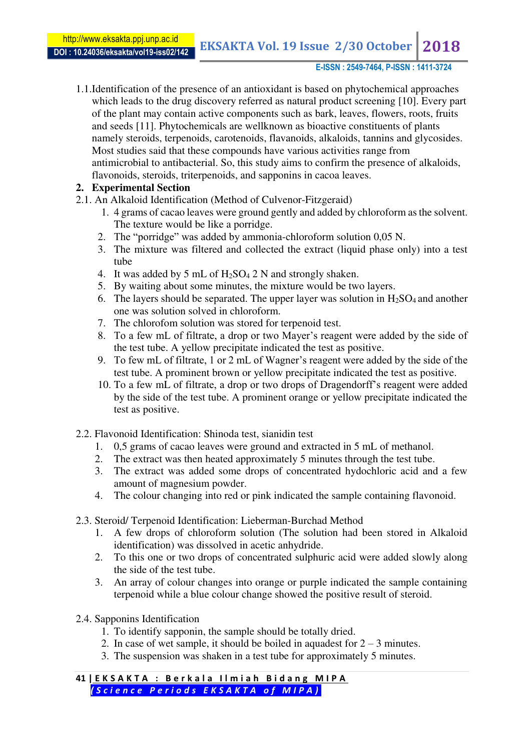1.1. Identification of the presence of an antioxidant is based on phytochemical approaches which leads to the drug discovery referred as natural product screening [10]. Every part of the plant may contain active components such as bark, leaves, flowers, roots, fruits and seeds [11]. Phytochemicals are wellknown as bioactive constituents of plants namely steroids, terpenoids, carotenoids, flavanoids, alkaloids, tannins and glycosides. Most studies said that these compounds have various activities range from antimicrobial to antibacterial. So, this study aims to confirm the presence of alkaloids, flavonoids, steroids, triterpenoids, and sapponins in cacoa leaves.

## 2. Experimental Section

2.1. An Alkaloid Identification (Method of Culvenor-Fitzgeraid)

1. 4 grams of cacao leaves were ground gently and added by chloroform as the solvent. The texture would be like a porridge.
2. The "porridge" was added by ammonia-chloroform solution 0,05 N.
3. The mixture was filtered and collected the extract (liquid phase only) into a test tube
4. It was added by 5 mL of $H_2SO_4$ 2 N and strongly shaken.
5. By waiting about some minutes, the mixture would be two layers.
6. The layers should be separated. The upper layer was solution in $H_2SO_4$ and another one was solution solved in chloroform.
7. The chlorofom solution was stored for terpenoid test.
8. To a few mL of filtrate, a drop or two Mayer's reagent were added by the side of the test tube. A yellow precipitate indicated the test as positive.
9. To few mL of filtrate, 1 or 2 mL of Wagner's reagent were added by the side of the test tube. A prominent brown or yellow precipitate indicated the test as positive.
10. To a few mL of filtrate, a drop or two drops of Dragendorff's reagent were added by the side of the test tube. A prominent orange or yellow precipitate indicated the test as positive.

2.2. Flavonoid Identification: Shinoda test, sianidin test

1. 0,5 grams of cacao leaves were ground and extracted in 5 mL of methanol.
2. The extract was then heated approximately 5 minutes through the test tube.
3. The extract was added some drops of concentrated hydochloric acid and a few amount of magnesium powder.
4. The colour changing into red or pink indicated the sample containing flavonoid.

2.3. Steroid/ Terpenoid Identification: Lieberman-Burchad Method

1. A few drops of chloroform solution (The solution had been stored in Alkaloid identification) was dissolved in acetic anhydride.
2. To this one or two drops of concentrated sulphuric acid were added slowly along the side of the test tube.
3. An array of colour changes into orange or purple indicated the sample containing terpenoid while a blue colour change showed the positive result of steroid.

2.4. Sapponins Identification

1. To identify sapponin, the sample should be totally dried.
2. In case of wet sample, it should be boiled in aquadest for 2 – 3 minutes.
3. The suspension was shaken in a test tube for approximately 5 minutes.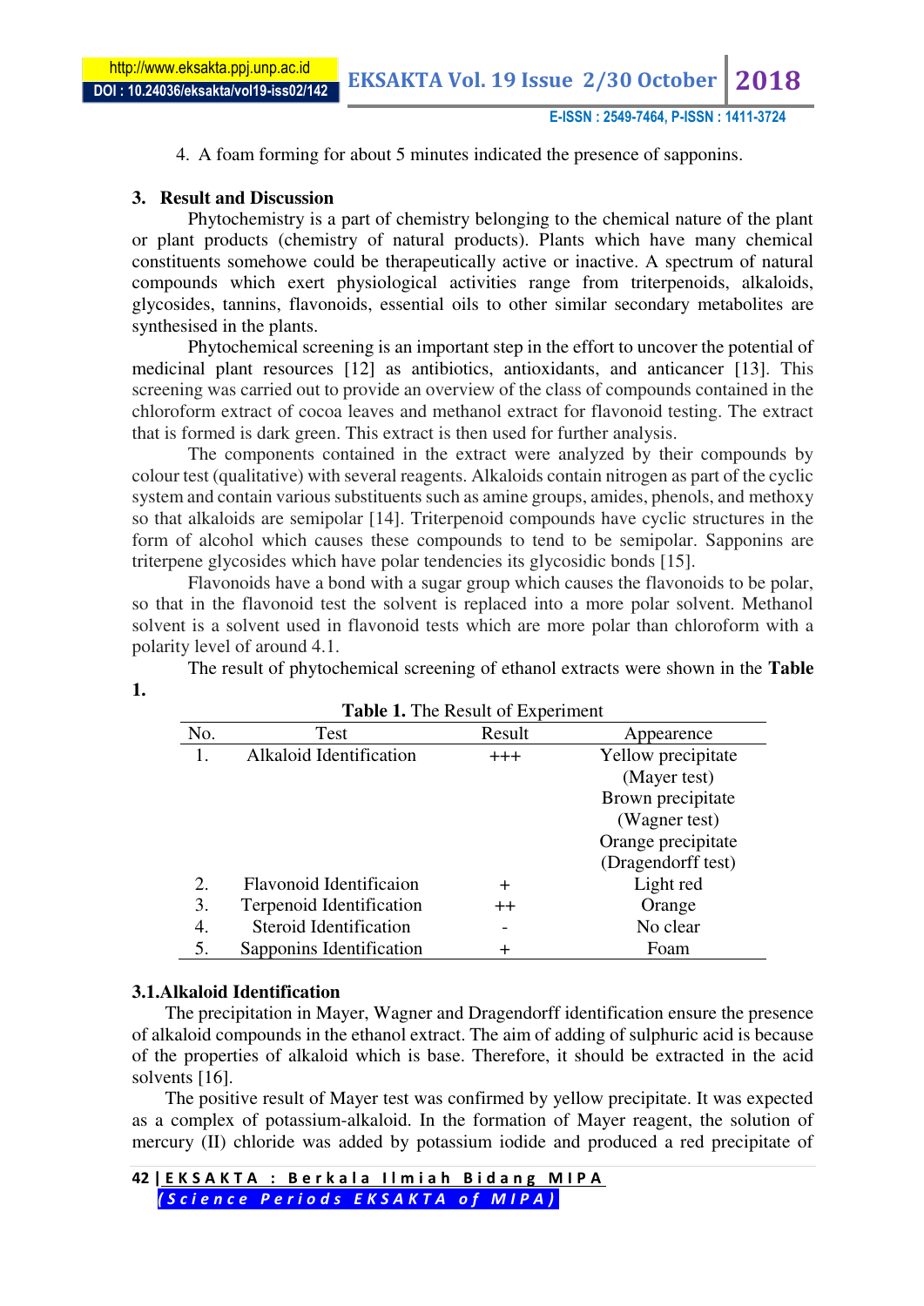4. A foam forming for about 5 minutes indicated the presence of sapponins.

## 3. Result and Discussion

Phytochemistry is a part of chemistry belonging to the chemical nature of the plant or plant products (chemistry of natural products). Plants which have many chemical constituents somehowe could be therapeutically active or inactive. A spectrum of natural compounds which exert physiological activities range from triterpenoids, alkaloids, glycosides, tannins, flavonoids, essential oils to other similar secondary metabolites are synthesised in the plants.

Phytochemical screening is an important step in the effort to uncover the potential of medicinal plant resources [12] as antibiotics, antioxidants, and anticancer [13]. This screening was carried out to provide an overview of the class of compounds contained in the chloroform extract of cocoa leaves and methanol extract for flavonoid testing. The extract that is formed is dark green. This extract is then used for further analysis.

The components contained in the extract were analyzed by their compounds by colour test (qualitative) with several reagents. Alkaloids contain nitrogen as part of the cyclic system and contain various substituents such as amine groups, amides, phenols, and methoxy so that alkaloids are semipolar [14]. Triterpenoid compounds have cyclic structures in the form of alcohol which causes these compounds to tend to be semipolar. Sapponins are triterpene glycosides which have polar tendencies its glycosidic bonds [15].

Flavonoids have a bond with a sugar group which causes the flavonoids to be polar, so that in the flavonoid test the solvent is replaced into a more polar solvent. Methanol solvent is a solvent used in flavonoid tests which are more polar than chloroform with a polarity level of around 4.1.

The result of phytochemical screening of ethanol extracts were shown in the **Table 1.**

**Table 1.** The Result of Experiment

| No. | Test | Result | Appearence |
|---|---|---|---|
| 1. | Alkaloid Identification | +++ | Yellow precipitate (Mayer test) Brown precipitate (Wagner test) Orange precipitate (Dragendorff test) |
| 2. | Flavonoid Identificaion | + | Light red |
| 3. | Terpenoid Identification | ++ | Orange |
| 4. | Steroid Identification | - | No clear |
| 5. | Sapponins Identification | + | Foam |

### 3.1. Alkaloid Identification

The precipitation in Mayer, Wagner and Dragendorff identification ensure the presence of alkaloid compounds in the ethanol extract. The aim of adding of sulphuric acid is because of the properties of alkaloid which is base. Therefore, it should be extracted in the acid solvents [16].

The positive result of Mayer test was confirmed by yellow precipitate. It was expected as a complex of potassium-alkaloid. In the formation of Mayer reagent, the solution of mercury (II) chloride was added by potassium iodide and produced a red precipitate of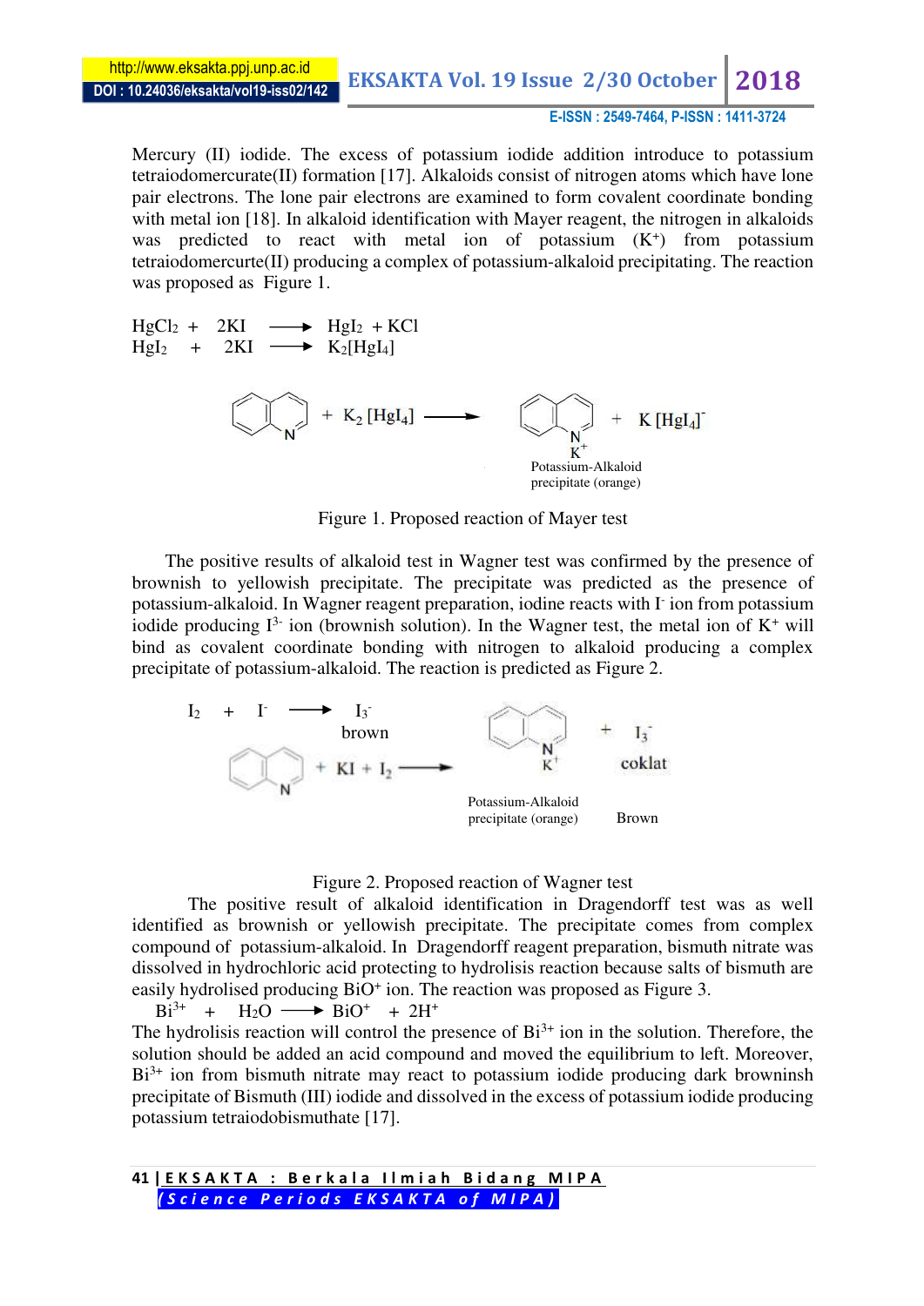Mercury (II) iodide. The excess of potassium iodide addition introduce to potassium tetraiodomercurate(II) formation [17]. Alkaloids consist of nitrogen atoms which have lone pair electrons. The lone pair electrons are examined to form covalent coordinate bonding with metal ion [18]. In alkaloid identification with Mayer reagent, the nitrogen in alkaloids was predicted to react with metal ion of potassium ($K^+$) from potassium tetraiodomercurte(II) producing a complex of potassium-alkaloid precipitating. The reaction was proposed as Figure 1.

$$HgCl_2 + 2KI \longrightarrow HgI_2 + KCl$$
$$HgI_2 + 2KI \longrightarrow K_2[HgI_4]$$

$$\text{quinoline} + K_2[HgI_4] \longrightarrow \text{quinoline-}N\text{-}K^+ + K[HgI_4]^-$$

Potassium-Alkaloid precipitate (orange)

Figure 1. Proposed reaction of Mayer test

The positive results of alkaloid test in Wagner test was confirmed by the presence of brownish to yellowish precipitate. The precipitate was predicted as the presence of potassium-alkaloid. In Wagner reagent preparation, iodine reacts with $I^-$ ion from potassium iodide producing $I^{3-}$ ion (brownish solution). In the Wagner test, the metal ion of $K^+$ will bind as covalent coordinate bonding with nitrogen to alkaloid producing a complex precipitate of potassium-alkaloid. The reaction is predicted as Figure 2.

$$I_2 + I^- \longrightarrow I_3^- \text{ (brown)}$$

$$\text{quinoline} + KI + I_2 \longrightarrow \text{quinoline-}N\text{-}K^+ + I_3^- \text{ (coklat)}$$

Potassium-Alkaloid precipitate (orange) Brown

Figure 2. Proposed reaction of Wagner test

The positive result of alkaloid identification in Dragendorff test was as well identified as brownish or yellowish precipitate. The precipitate comes from complex compound of potassium-alkaloid. In Dragendorff reagent preparation, bismuth nitrate was dissolved in hydrochloric acid protecting to hydrolisis reaction because salts of bismuth are easily hydrolised producing $BiO^+$ ion. The reaction was proposed as Figure 3.

$$Bi^{3+} + H_2O \longrightarrow BiO^+ + 2H^+$$

The hydrolisis reaction will control the presence of $Bi^{3+}$ ion in the solution. Therefore, the solution should be added an acid compound and moved the equilibrium to left. Moreover, $Bi^{3+}$ ion from bismuth nitrate may react to potassium iodide producing dark browninsh precipitate of Bismuth (III) iodide and dissolved in the excess of potassium iodide producing potassium tetraiodobismuthate [17].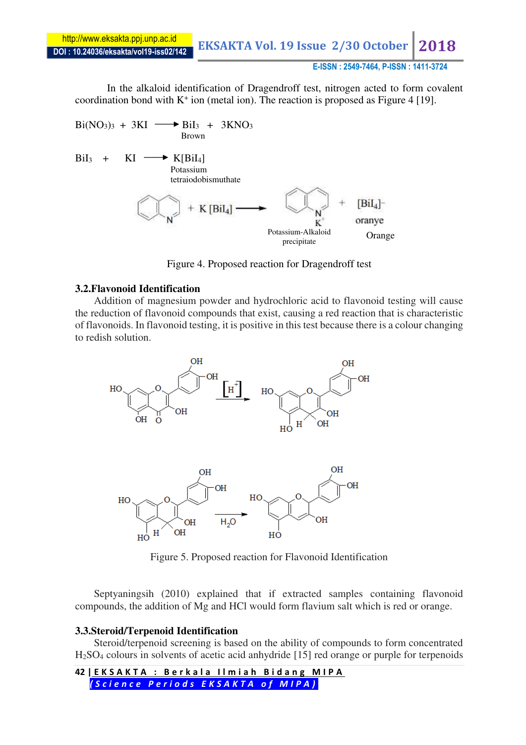In the alkaloid identification of Dragendroff test, nitrogen acted to form covalent coordination bond with $K^+$ ion (metal ion). The reaction is proposed as Figure 4 [19].

$$Bi(NO_3)_3 + 3KI \longrightarrow BiI_3 + 3KNO_3$$

Brown

$$BiI_3 + KI \longrightarrow K[BiI_4]$$

Potassium tetraiodobismuthate

+ K [BiI₄] → Potassium-Alkaloid precipitate + $[BiI_4]^-$ oranye Orange

Figure 4. Proposed reaction for Dragendroff test

### 3.2.Flavonoid Identification

Addition of magnesium powder and hydrochloric acid to flavonoid testing will cause the reduction of flavonoid compounds that exist, causing a red reaction that is characteristic of flavonoids. In flavonoid testing, it is positive in this test because there is a colour changing to redish solution.

Figure 5. Proposed reaction for Flavonoid Identification

Septyaningsih (2010) explained that if extracted samples containing flavonoid compounds, the addition of Mg and HCl would form flavium salt which is red or orange.

### 3.3.Steroid/Terpenoid Identification

Steroid/terpenoid screening is based on the ability of compounds to form concentrated $H_2SO_4$ colours in solvents of acetic acid anhydride [15] red orange or purple for terpenoids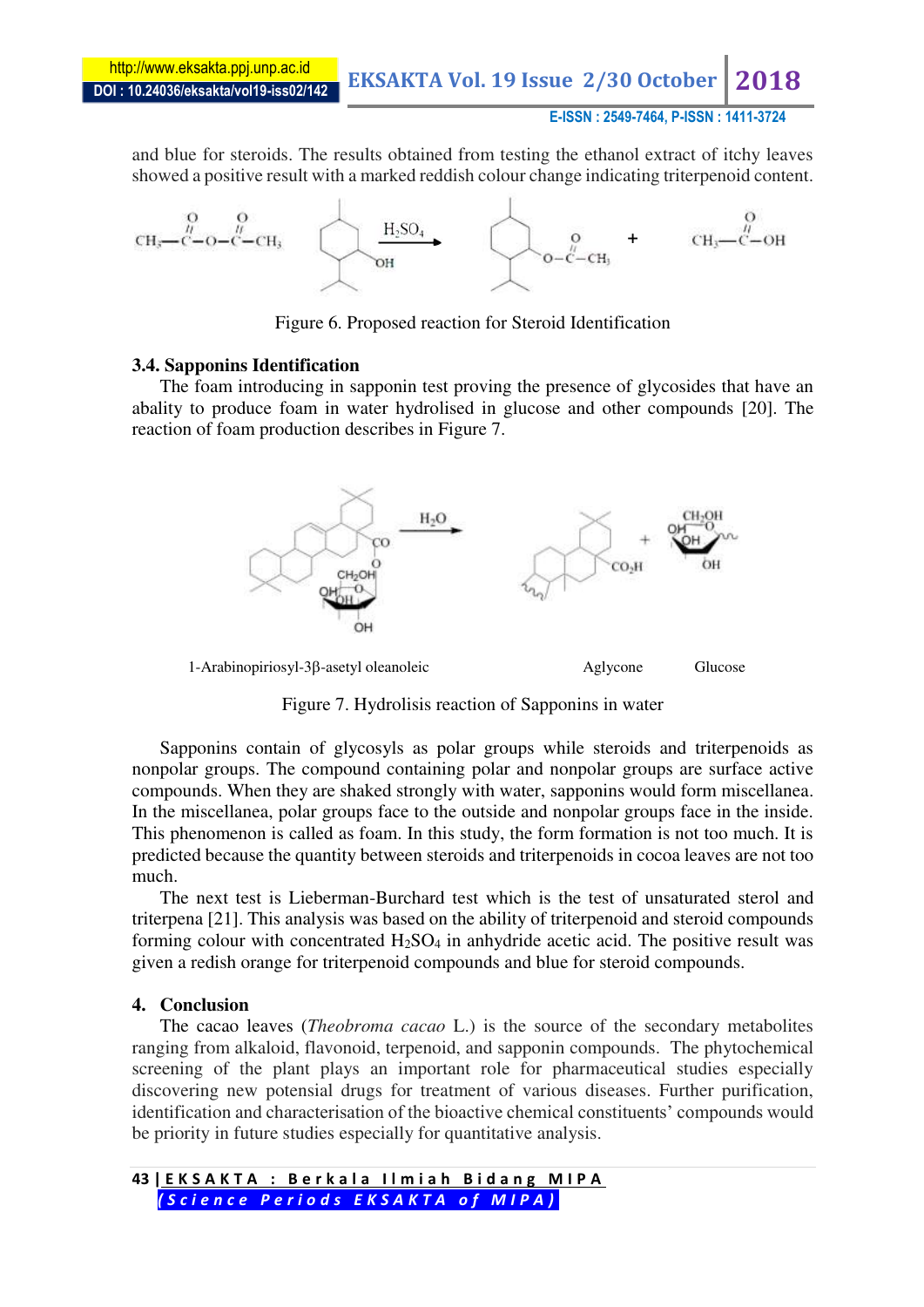and blue for steroids. The results obtained from testing the ethanol extract of itchy leaves showed a positive result with a marked reddish colour change indicating triterpenoid content.

Figure 6. Proposed reaction for Steroid Identification

### 3.4. Sapponins Identification

The foam introducing in sapponin test proving the presence of glycosides that have an abality to produce foam in water hydrolised in glucose and other compounds [20]. The reaction of foam production describes in Figure 7.

1-Arabinopiriosyl-3β-asetyl oleanoleic Aglycone Glucose

Figure 7. Hydrolisis reaction of Sapponins in water

Sapponins contain of glycosyls as polar groups while steroids and triterpenoids as nonpolar groups. The compound containing polar and nonpolar groups are surface active compounds. When they are shaked strongly with water, sapponins would form miscellanea. In the miscellanea, polar groups face to the outside and nonpolar groups face in the inside. This phenomenon is called as foam. In this study, the form formation is not too much. It is predicted because the quantity between steroids and triterpenoids in cocoa leaves are not too much.

The next test is Lieberman-Burchard test which is the test of unsaturated sterol and triterpena [21]. This analysis was based on the ability of triterpenoid and steroid compounds forming colour with concentrated $H_2SO_4$ in anhydride acetic acid. The positive result was given a redish orange for triterpenoid compounds and blue for steroid compounds.

## 4. Conclusion

The cacao leaves (*Theobroma cacao* L.) is the source of the secondary metabolites ranging from alkaloid, flavonoid, terpenoid, and sapponin compounds. The phytochemical screening of the plant plays an important role for pharmaceutical studies especially discovering new potensial drugs for treatment of various diseases. Further purification, identification and characterisation of the bioactive chemical constituents' compounds would be priority in future studies especially for quantitative analysis.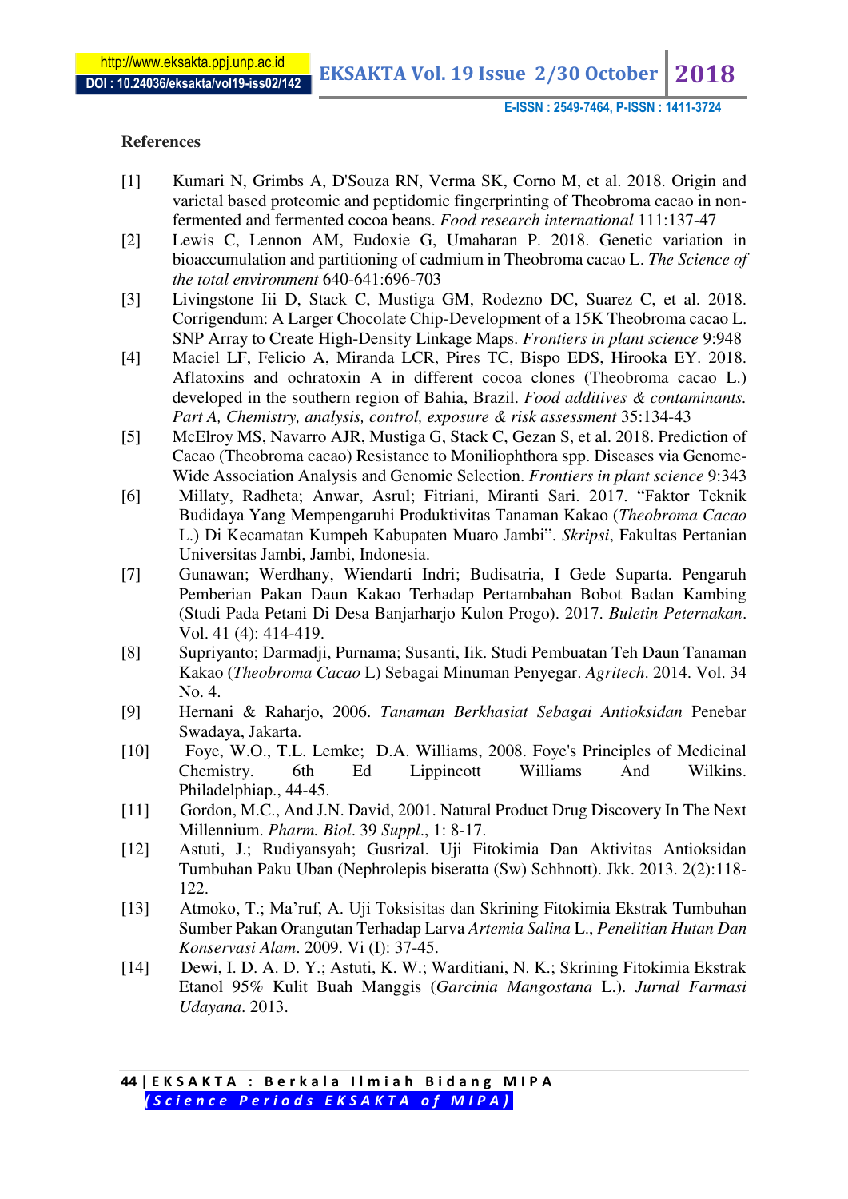**References**

[1] Kumari N, Grimbs A, D'Souza RN, Verma SK, Corno M, et al. 2018. Origin and varietal based proteomic and peptidomic fingerprinting of Theobroma cacao in non-fermented and fermented cocoa beans. *Food research international* 111:137-47

[2] Lewis C, Lennon AM, Eudoxie G, Umaharan P. 2018. Genetic variation in bioaccumulation and partitioning of cadmium in Theobroma cacao L. *The Science of the total environment* 640-641:696-703

[3] Livingstone Iii D, Stack C, Mustiga GM, Rodezno DC, Suarez C, et al. 2018. Corrigendum: A Larger Chocolate Chip-Development of a 15K Theobroma cacao L. SNP Array to Create High-Density Linkage Maps. *Frontiers in plant science* 9:948

[4] Maciel LF, Felicio A, Miranda LCR, Pires TC, Bispo EDS, Hirooka EY. 2018. Aflatoxins and ochratoxin A in different cocoa clones (Theobroma cacao L.) developed in the southern region of Bahia, Brazil. *Food additives & contaminants. Part A, Chemistry, analysis, control, exposure & risk assessment* 35:134-43

[5] McElroy MS, Navarro AJR, Mustiga G, Stack C, Gezan S, et al. 2018. Prediction of Cacao (Theobroma cacao) Resistance to Moniliophthora spp. Diseases via Genome-Wide Association Analysis and Genomic Selection. *Frontiers in plant science* 9:343

[6] Millaty, Radheta; Anwar, Asrul; Fitriani, Miranti Sari. 2017. "Faktor Teknik Budidaya Yang Mempengaruhi Produktivitas Tanaman Kakao (*Theobroma Cacao* L.) Di Kecamatan Kumpeh Kabupaten Muaro Jambi". *Skripsi*, Fakultas Pertanian Universitas Jambi, Jambi, Indonesia.

[7] Gunawan; Werdhany, Wiendarti Indri; Budisatria, I Gede Suparta. Pengaruh Pemberian Pakan Daun Kakao Terhadap Pertambahan Bobot Badan Kambing (Studi Pada Petani Di Desa Banjarharjo Kulon Progo). 2017. *Buletin Peternakan*. Vol. 41 (4): 414-419.

[8] Supriyanto; Darmadji, Purnama; Susanti, Iik. Studi Pembuatan Teh Daun Tanaman Kakao (*Theobroma Cacao* L) Sebagai Minuman Penyegar. *Agritech*. 2014. Vol. 34 No. 4.

[9] Hernani & Raharjo, 2006. *Tanaman Berkhasiat Sebagai Antioksidan* Penebar Swadaya, Jakarta.

[10] Foye, W.O., T.L. Lemke; D.A. Williams, 2008. Foye's Principles of Medicinal Chemistry. 6th Ed Lippincott Williams And Wilkins. Philadelphiap., 44-45.

[11] Gordon, M.C., And J.N. David, 2001. Natural Product Drug Discovery In The Next Millennium. *Pharm. Biol*. 39 *Suppl*., 1: 8-17.

[12] Astuti, J.; Rudiyansyah; Gusrizal. Uji Fitokimia Dan Aktivitas Antioksidan Tumbuhan Paku Uban (Nephrolepis biseratta (Sw) Schhnott). Jkk. 2013. 2(2):118-122.

[13] Atmoko, T.; Ma'ruf, A. Uji Toksisitas dan Skrining Fitokimia Ekstrak Tumbuhan Sumber Pakan Orangutan Terhadap Larva *Artemia Salina* L., *Penelitian Hutan Dan Konservasi Alam*. 2009. Vi (I): 37-45.

[14] Dewi, I. D. A. D. Y.; Astuti, K. W.; Warditiani, N. K.; Skrining Fitokimia Ekstrak Etanol 95% Kulit Buah Manggis (*Garcinia Mangostana* L.). *Jurnal Farmasi Udayana*. 2013.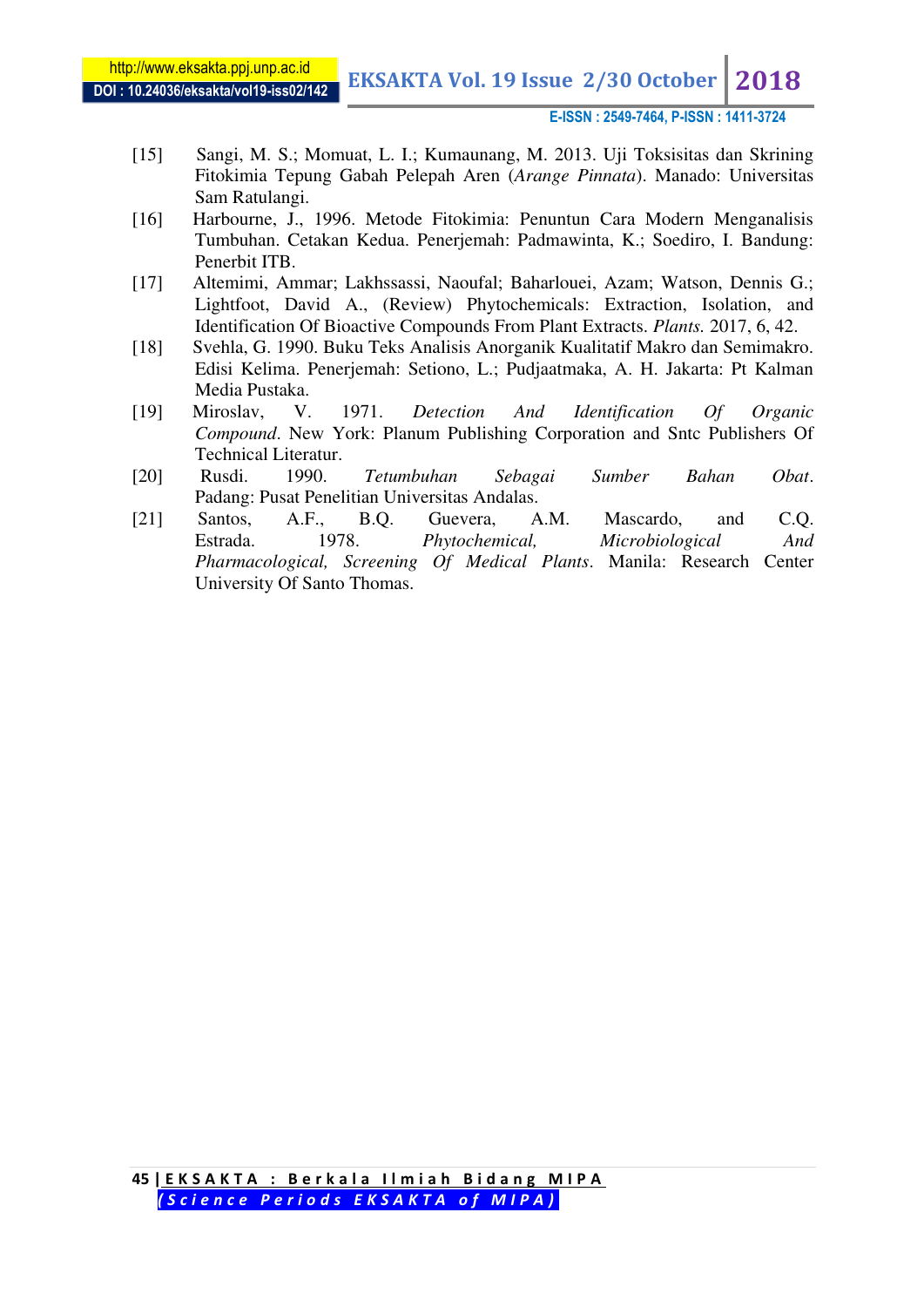[15] Sangi, M. S.; Momuat, L. I.; Kumaunang, M. 2013. Uji Toksisitas dan Skrining Fitokimia Tepung Gabah Pelepah Aren (*Arange Pinnata*). Manado: Universitas Sam Ratulangi.

[16] Harbourne, J., 1996. Metode Fitokimia: Penuntun Cara Modern Menganalisis Tumbuhan. Cetakan Kedua. Penerjemah: Padmawinta, K.; Soediro, I. Bandung: Penerbit ITB.

[17] Altemimi, Ammar; Lakhssassi, Naoufal; Baharlouei, Azam; Watson, Dennis G.; Lightfoot, David A., (Review) Phytochemicals: Extraction, Isolation, and Identification Of Bioactive Compounds From Plant Extracts. *Plants.* 2017, 6, 42.

[18] Svehla, G. 1990. Buku Teks Analisis Anorganik Kualitatif Makro dan Semimakro. Edisi Kelima. Penerjemah: Setiono, L.; Pudjaatmaka, A. H. Jakarta: Pt Kalman Media Pustaka.

[19] Miroslav, V. 1971. *Detection And Identification Of Organic Compound*. New York: Planum Publishing Corporation and Sntc Publishers Of Technical Literatur.

[20] Rusdi. 1990. *Tetumbuhan Sebagai Sumber Bahan Obat*. Padang: Pusat Penelitian Universitas Andalas.

[21] Santos, A.F., B.Q. Guevera, A.M. Mascardo, and C.Q. Estrada. 1978. *Phytochemical, Microbiological And Pharmacological, Screening Of Medical Plants*. Manila: Research Center University Of Santo Thomas.